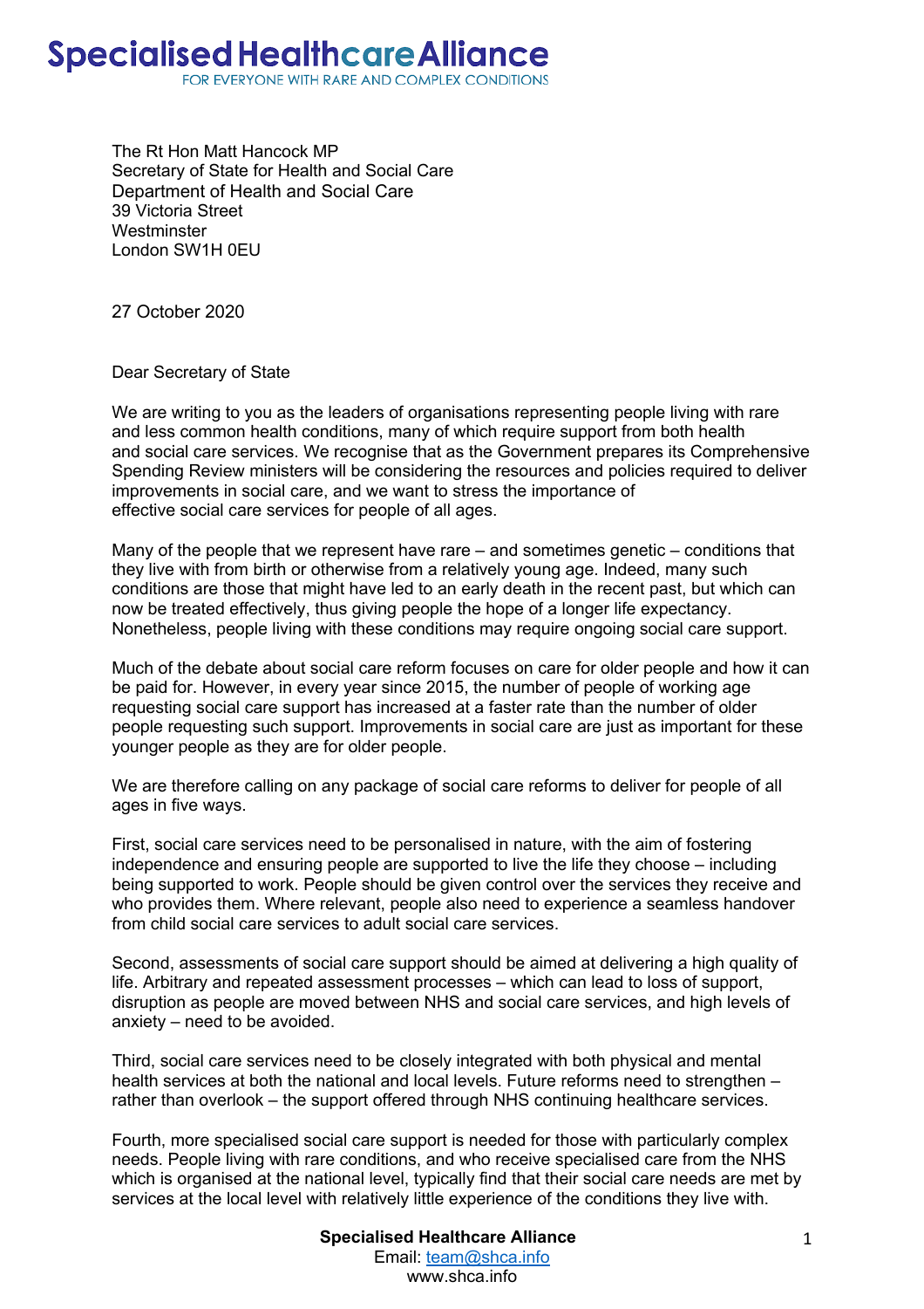# Specialised Healthcare Alliance

FOR EVERYONE WITH RARE AND COMPLEX CONDITIONS

The Rt Hon Matt Hancock MP
Secretary of State for Health and Social Care
Department of Health and Social Care
39 Victoria Street
Westminster
London SW1H 0EU

27 October 2020

Dear Secretary of State

We are writing to you as the leaders of organisations representing people living with rare and less common health conditions, many of which require support from both health and social care services. We recognise that as the Government prepares its Comprehensive Spending Review ministers will be considering the resources and policies required to deliver improvements in social care, and we want to stress the importance of effective social care services for people of all ages.

Many of the people that we represent have rare – and sometimes genetic – conditions that they live with from birth or otherwise from a relatively young age. Indeed, many such conditions are those that might have led to an early death in the recent past, but which can now be treated effectively, thus giving people the hope of a longer life expectancy. Nonetheless, people living with these conditions may require ongoing social care support.

Much of the debate about social care reform focuses on care for older people and how it can be paid for. However, in every year since 2015, the number of people of working age requesting social care support has increased at a faster rate than the number of older people requesting such support. Improvements in social care are just as important for these younger people as they are for older people.

We are therefore calling on any package of social care reforms to deliver for people of all ages in five ways.

First, social care services need to be personalised in nature, with the aim of fostering independence and ensuring people are supported to live the life they choose – including being supported to work. People should be given control over the services they receive and who provides them. Where relevant, people also need to experience a seamless handover from child social care services to adult social care services.

Second, assessments of social care support should be aimed at delivering a high quality of life. Arbitrary and repeated assessment processes – which can lead to loss of support, disruption as people are moved between NHS and social care services, and high levels of anxiety – need to be avoided.

Third, social care services need to be closely integrated with both physical and mental health services at both the national and local levels. Future reforms need to strengthen – rather than overlook – the support offered through NHS continuing healthcare services.

Fourth, more specialised social care support is needed for those with particularly complex needs. People living with rare conditions, and who receive specialised care from the NHS which is organised at the national level, typically find that their social care needs are met by services at the local level with relatively little experience of the conditions they live with.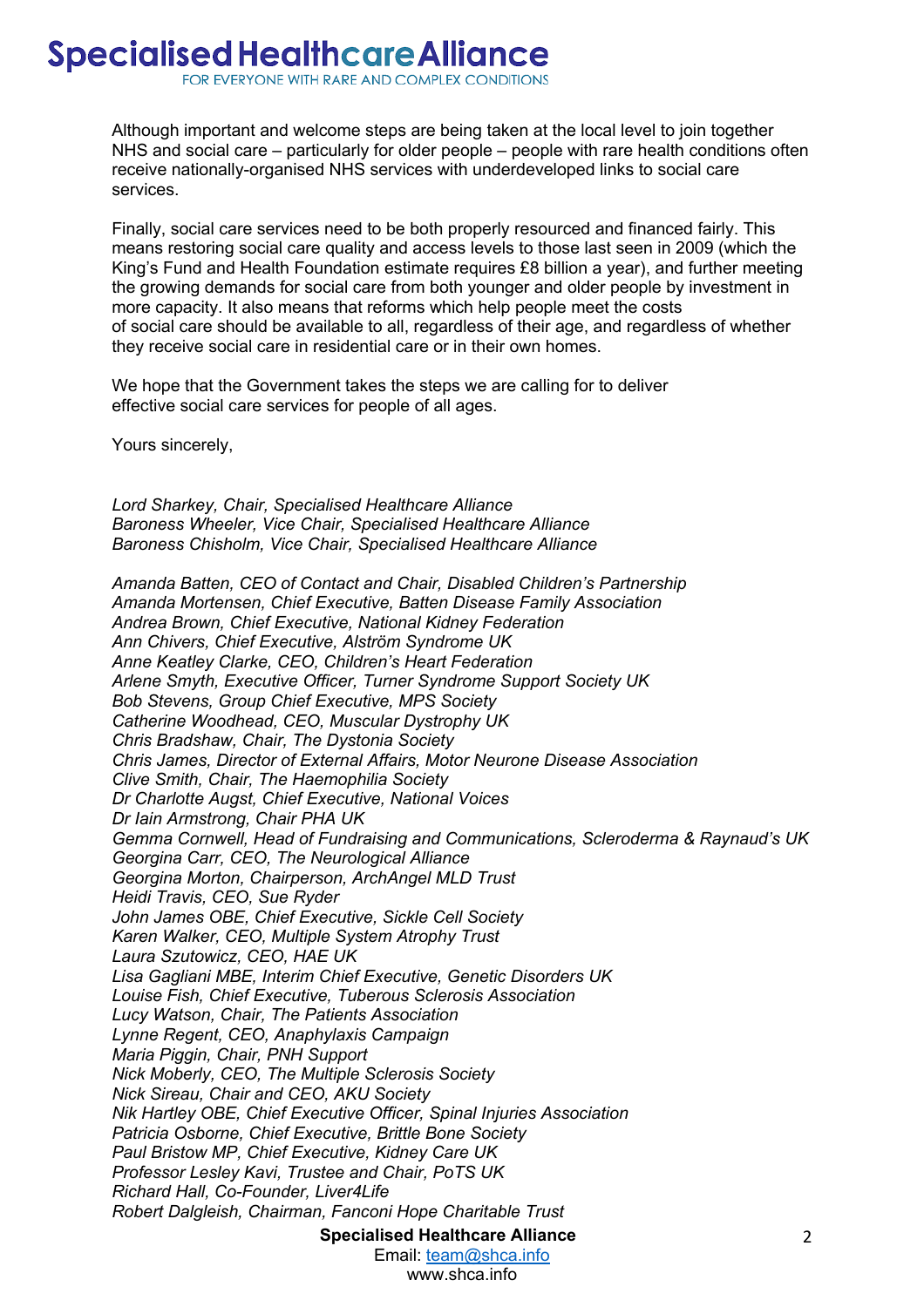Although important and welcome steps are being taken at the local level to join together NHS and social care – particularly for older people – people with rare health conditions often receive nationally-organised NHS services with underdeveloped links to social care services.

Finally, social care services need to be both properly resourced and financed fairly. This means restoring social care quality and access levels to those last seen in 2009 (which the King's Fund and Health Foundation estimate requires £8 billion a year), and further meeting the growing demands for social care from both younger and older people by investment in more capacity. It also means that reforms which help people meet the costs of social care should be available to all, regardless of their age, and regardless of whether they receive social care in residential care or in their own homes.

We hope that the Government takes the steps we are calling for to deliver effective social care services for people of all ages.

Yours sincerely,

*Lord Sharkey, Chair, Specialised Healthcare Alliance*
*Baroness Wheeler, Vice Chair, Specialised Healthcare Alliance*
*Baroness Chisholm, Vice Chair, Specialised Healthcare Alliance*

*Amanda Batten, CEO of Contact and Chair, Disabled Children's Partnership*
*Amanda Mortensen, Chief Executive, Batten Disease Family Association*
*Andrea Brown, Chief Executive, National Kidney Federation*
*Ann Chivers, Chief Executive, Alström Syndrome UK*
*Anne Keatley Clarke, CEO, Children's Heart Federation*
*Arlene Smyth, Executive Officer, Turner Syndrome Support Society UK*
*Bob Stevens, Group Chief Executive, MPS Society*
*Catherine Woodhead, CEO, Muscular Dystrophy UK*
*Chris Bradshaw, Chair, The Dystonia Society*
*Chris James, Director of External Affairs, Motor Neurone Disease Association*
*Clive Smith, Chair, The Haemophilia Society*
*Dr Charlotte Augst, Chief Executive, National Voices*
*Dr Iain Armstrong, Chair PHA UK*
*Gemma Cornwell, Head of Fundraising and Communications, Scleroderma & Raynaud's UK*
*Georgina Carr, CEO, The Neurological Alliance*
*Georgina Morton, Chairperson, ArchAngel MLD Trust*
*Heidi Travis, CEO, Sue Ryder*
*John James OBE, Chief Executive, Sickle Cell Society*
*Karen Walker, CEO, Multiple System Atrophy Trust*
*Laura Szutowicz, CEO, HAE UK*
*Lisa Gagliani MBE, Interim Chief Executive, Genetic Disorders UK*
*Louise Fish, Chief Executive, Tuberous Sclerosis Association*
*Lucy Watson, Chair, The Patients Association*
*Lynne Regent, CEO, Anaphylaxis Campaign*
*Maria Piggin, Chair, PNH Support*
*Nick Moberly, CEO, The Multiple Sclerosis Society*
*Nick Sireau, Chair and CEO, AKU Society*
*Nik Hartley OBE, Chief Executive Officer, Spinal Injuries Association*
*Patricia Osborne, Chief Executive, Brittle Bone Society*
*Paul Bristow MP, Chief Executive, Kidney Care UK*
*Professor Lesley Kavi, Trustee and Chair, PoTS UK*
*Richard Hall, Co-Founder, Liver4Life*
*Robert Dalgleish, Chairman, Fanconi Hope Charitable Trust*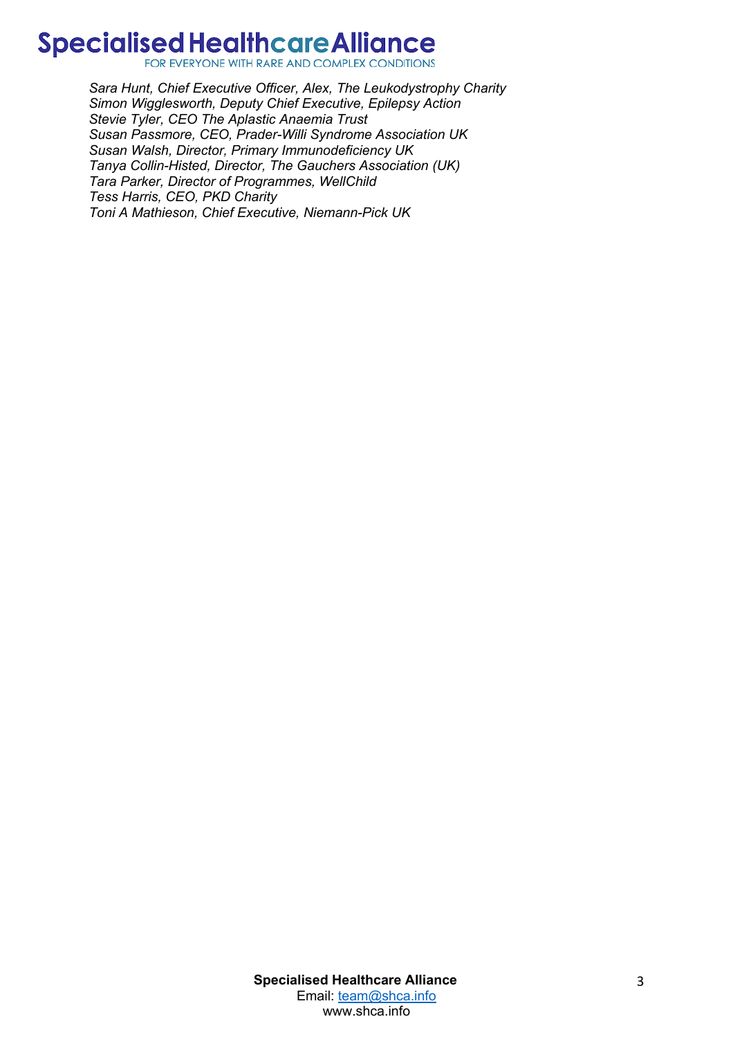*Sara Hunt, Chief Executive Officer, Alex, The Leukodystrophy Charity*
*Simon Wigglesworth, Deputy Chief Executive, Epilepsy Action*
*Stevie Tyler, CEO The Aplastic Anaemia Trust*
*Susan Passmore, CEO, Prader-Willi Syndrome Association UK*
*Susan Walsh, Director, Primary Immunodeficiency UK*
*Tanya Collin-Histed, Director, The Gauchers Association (UK)*
*Tara Parker, Director of Programmes, WellChild*
*Tess Harris, CEO, PKD Charity*
*Toni A Mathieson, Chief Executive, Niemann-Pick UK*